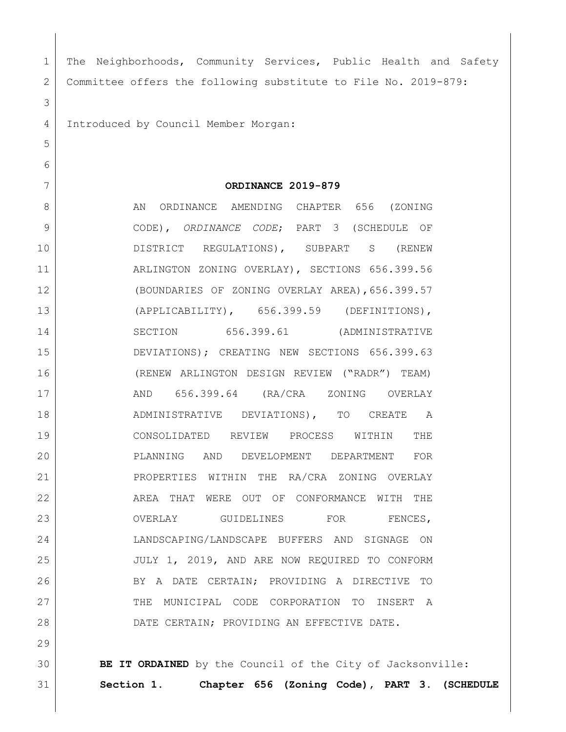The Neighborhoods, Community Services, Public Health and Safety Committee offers the following substitute to File No. 2019-879:

Introduced by Council Member Morgan:

**ORDINANCE 2019-879**

AN ORDINANCE AMENDING CHAPTER 656 (ZONING CODE), *ORDINANCE CODE*; PART 3 (SCHEDULE OF DISTRICT REGULATIONS), SUBPART S (RENEW ARLINGTON ZONING OVERLAY), SECTIONS 656.399.56 (BOUNDARIES OF ZONING OVERLAY AREA),656.399.57 (APPLICABILITY), 656.399.59 (DEFINITIONS), SECTION 656.399.61 (ADMINISTRATIVE DEVIATIONS); CREATING NEW SECTIONS 656.399.63 (RENEW ARLINGTON DESIGN REVIEW ("RADR") TEAM) AND 656.399.64 (RA/CRA ZONING OVERLAY ADMINISTRATIVE DEVIATIONS), TO CREATE A CONSOLIDATED REVIEW PROCESS WITHIN THE PLANNING AND DEVELOPMENT DEPARTMENT FOR PROPERTIES WITHIN THE RA/CRA ZONING OVERLAY AREA THAT WERE OUT OF CONFORMANCE WITH THE OVERLAY GUIDELINES FOR FENCES, LANDSCAPING/LANDSCAPE BUFFERS AND SIGNAGE ON JULY 1, 2019, AND ARE NOW REQUIRED TO CONFORM BY A DATE CERTAIN; PROVIDING A DIRECTIVE TO THE MUNICIPAL CODE CORPORATION TO INSERT A DATE CERTAIN; PROVIDING AN EFFECTIVE DATE.

**BE IT ORDAINED** by the Council of the City of Jacksonville:

**Section 1. Chapter 656 (Zoning Code), PART 3. (SCHEDULE**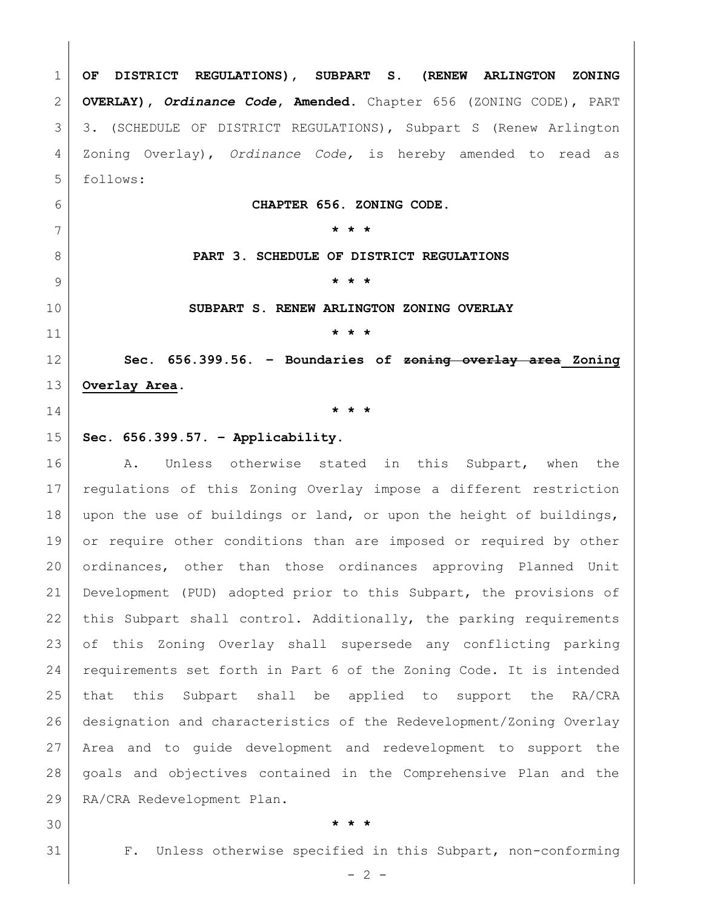**OF DISTRICT REGULATIONS), SUBPART S. (RENEW ARLINGTON ZONING OVERLAY), *Ordinance Code*, Amended.** Chapter 656 (ZONING CODE), PART 3. (SCHEDULE OF DISTRICT REGULATIONS), Subpart S (Renew Arlington Zoning Overlay), *Ordinance Code,* is hereby amended to read as follows:

**CHAPTER 656. ZONING CODE.**

**\* \* \***

**PART 3. SCHEDULE OF DISTRICT REGULATIONS**

**\* \* \***

**SUBPART S. RENEW ARLINGTON ZONING OVERLAY**

**\* \* \***

**Sec. 656.399.56. – Boundaries of ~~zoning overlay area~~ <u>Zoning Overlay Area</u>.**

**\* \* \***

**Sec. 656.399.57. – Applicability.**

A. Unless otherwise stated in this Subpart, when the regulations of this Zoning Overlay impose a different restriction upon the use of buildings or land, or upon the height of buildings, or require other conditions than are imposed or required by other ordinances, other than those ordinances approving Planned Unit Development (PUD) adopted prior to this Subpart, the provisions of this Subpart shall control. Additionally, the parking requirements of this Zoning Overlay shall supersede any conflicting parking requirements set forth in Part 6 of the Zoning Code. It is intended that this Subpart shall be applied to support the RA/CRA designation and characteristics of the Redevelopment/Zoning Overlay Area and to guide development and redevelopment to support the goals and objectives contained in the Comprehensive Plan and the RA/CRA Redevelopment Plan.

**\* \* \***

F. Unless otherwise specified in this Subpart, non-conforming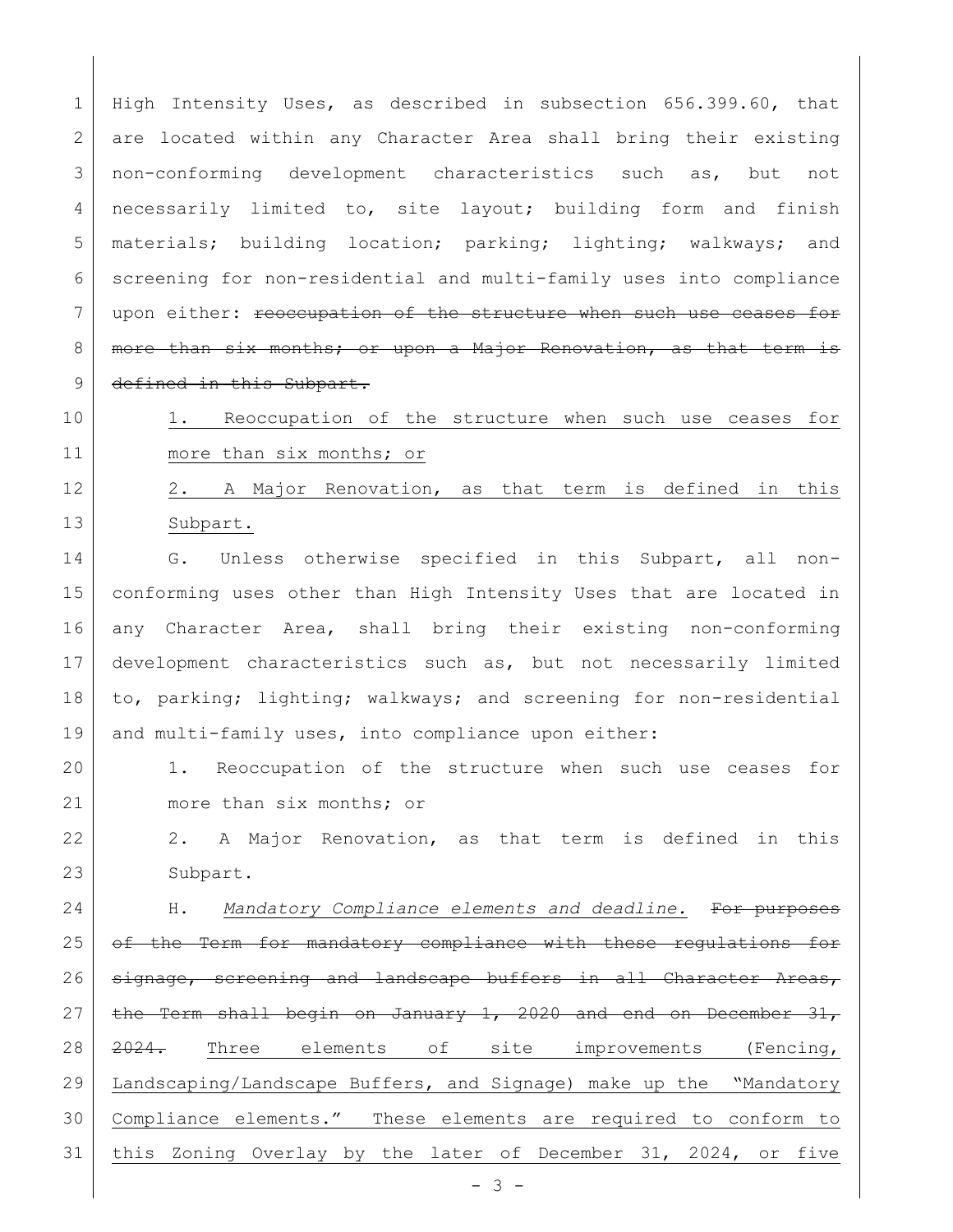High Intensity Uses, as described in subsection 656.399.60, that are located within any Character Area shall bring their existing non-conforming development characteristics such as, but not necessarily limited to, site layout; building form and finish materials; building location; parking; lighting; walkways; and screening for non-residential and multi-family uses into compliance upon either: ~~reoccupation of the structure when such use ceases for more than six months; or upon a Major Renovation, as that term is defined in this Subpart.~~

1. <u>Reoccupation of the structure when such use ceases for more than six months; or</u>

2. <u>A Major Renovation, as that term is defined in this Subpart.</u>

G. Unless otherwise specified in this Subpart, all non-conforming uses other than High Intensity Uses that are located in any Character Area, shall bring their existing non-conforming development characteristics such as, but not necessarily limited to, parking; lighting; walkways; and screening for non-residential and multi-family uses, into compliance upon either:

1. Reoccupation of the structure when such use ceases for more than six months; or

2. A Major Renovation, as that term is defined in this Subpart.

H. <u>*Mandatory Compliance elements and deadline.*</u> ~~For purposes of the Term for mandatory compliance with these regulations for signage, screening and landscape buffers in all Character Areas, the Term shall begin on January 1, 2020 and end on December 31, 2024.~~ <u>Three elements of site improvements (Fencing, Landscaping/Landscape Buffers, and Signage) make up the "Mandatory Compliance elements." These elements are required to conform to this Zoning Overlay by the later of December 31, 2024, or five</u>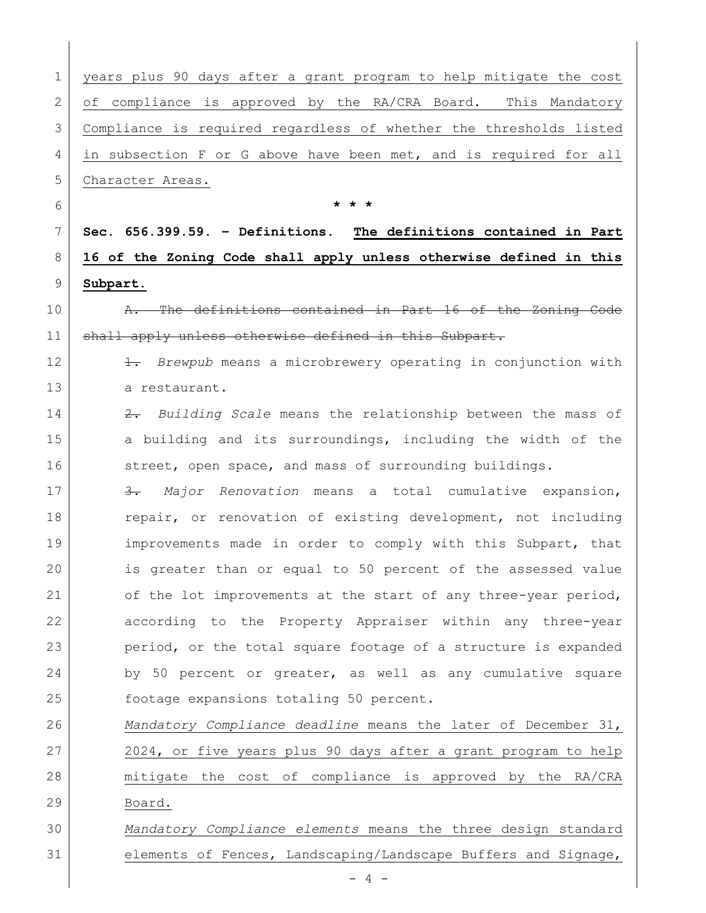years plus 90 days after a grant program to help mitigate the cost of compliance is approved by the RA/CRA Board. This Mandatory Compliance is required regardless of whether the thresholds listed in subsection F or G above have been met, and is required for all Character Areas.

\* \* \*

**Sec. 656.399.59. – Definitions. The definitions contained in Part 16 of the Zoning Code shall apply unless otherwise defined in this Subpart.**

~~A. The definitions contained in Part 16 of the Zoning Code shall apply unless otherwise defined in this Subpart.~~

~~1.~~ *Brewpub* means a microbrewery operating in conjunction with a restaurant.

~~2.~~ *Building Scale* means the relationship between the mass of a building and its surroundings, including the width of the street, open space, and mass of surrounding buildings.

~~3.~~ *Major Renovation* means a total cumulative expansion, repair, or renovation of existing development, not including improvements made in order to comply with this Subpart, that is greater than or equal to 50 percent of the assessed value of the lot improvements at the start of any three-year period, according to the Property Appraiser within any three-year period, or the total square footage of a structure is expanded by 50 percent or greater, as well as any cumulative square footage expansions totaling 50 percent.

*Mandatory Compliance deadline* means the later of December 31, 2024, or five years plus 90 days after a grant program to help mitigate the cost of compliance is approved by the RA/CRA Board.

*Mandatory Compliance elements* means the three design standard elements of Fences, Landscaping/Landscape Buffers and Signage,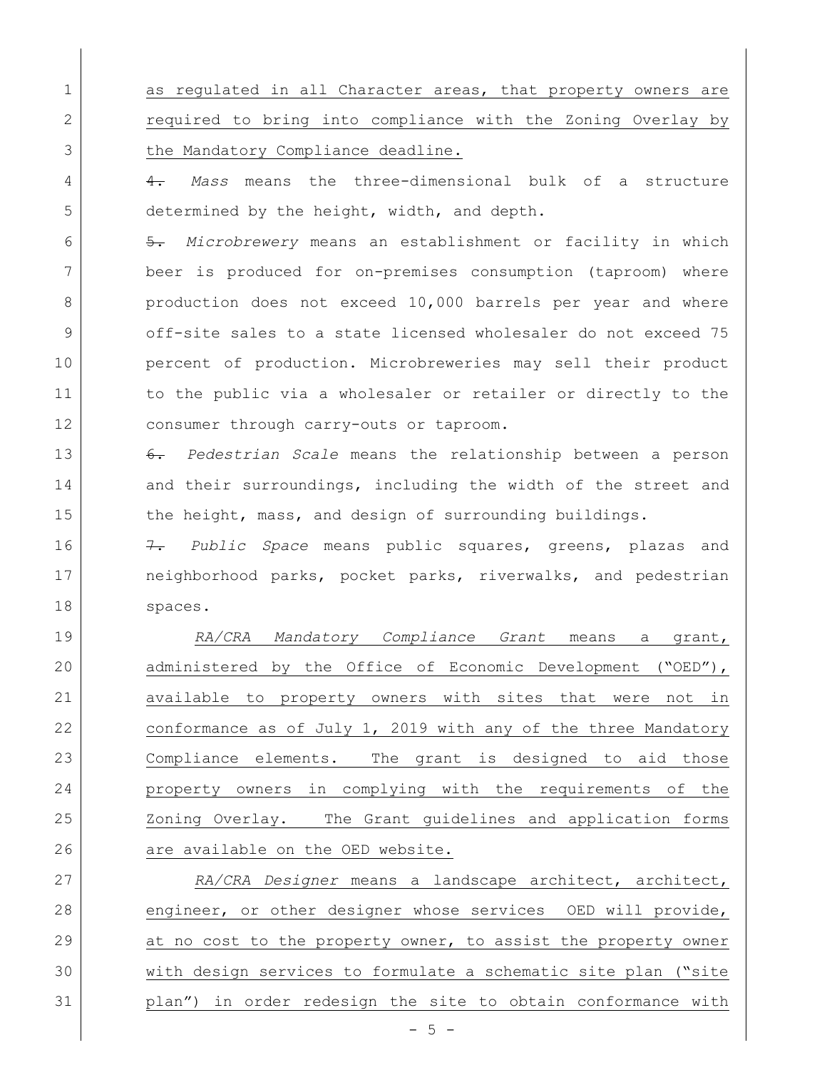as regulated in all Character areas, that property owners are required to bring into compliance with the Zoning Overlay by the Mandatory Compliance deadline.

~~4.~~ *Mass* means the three-dimensional bulk of a structure determined by the height, width, and depth.

~~5.~~ *Microbrewery* means an establishment or facility in which beer is produced for on-premises consumption (taproom) where production does not exceed 10,000 barrels per year and where off-site sales to a state licensed wholesaler do not exceed 75 percent of production. Microbreweries may sell their product to the public via a wholesaler or retailer or directly to the consumer through carry-outs or taproom.

~~6.~~ *Pedestrian Scale* means the relationship between a person and their surroundings, including the width of the street and the height, mass, and design of surrounding buildings.

~~7.~~ *Public Space* means public squares, greens, plazas and neighborhood parks, pocket parks, riverwalks, and pedestrian spaces.

*RA/CRA Mandatory Compliance Grant* means a grant, administered by the Office of Economic Development ("OED"), available to property owners with sites that were not in conformance as of July 1, 2019 with any of the three Mandatory Compliance elements. The grant is designed to aid those property owners in complying with the requirements of the Zoning Overlay. The Grant guidelines and application forms are available on the OED website.

*RA/CRA Designer* means a landscape architect, architect, engineer, or other designer whose services OED will provide, at no cost to the property owner, to assist the property owner with design services to formulate a schematic site plan ("site plan") in order redesign the site to obtain conformance with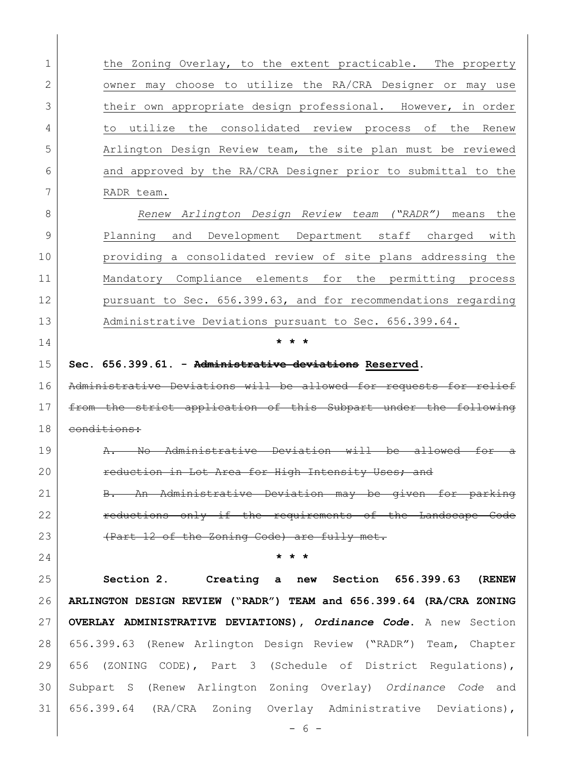the Zoning Overlay, to the extent practicable. The property owner may choose to utilize the RA/CRA Designer or may use their own appropriate design professional. However, in order to utilize the consolidated review process of the Renew Arlington Design Review team, the site plan must be reviewed and approved by the RA/CRA Designer prior to submittal to the RADR team.

*Renew Arlington Design Review team ("RADR")* means the Planning and Development Department staff charged with providing a consolidated review of site plans addressing the Mandatory Compliance elements for the permitting process pursuant to Sec. 656.399.63, and for recommendations regarding Administrative Deviations pursuant to Sec. 656.399.64.

\* \* \*

**Sec. 656.399.61. - ~~Administrative deviations~~ Reserved.**

~~Administrative Deviations will be allowed for requests for relief from the strict application of this Subpart under the following conditions:~~

~~A. No Administrative Deviation will be allowed for a reduction in Lot Area for High Intensity Uses; and~~

~~B. An Administrative Deviation may be given for parking reductions only if the requirements of the Landscape Code (Part 12 of the Zoning Code) are fully met.~~

\* \* \*

**Section 2. Creating a new Section 656.399.63 (RENEW ARLINGTON DESIGN REVIEW ("RADR") TEAM and 656.399.64 (RA/CRA ZONING OVERLAY ADMINISTRATIVE DEVIATIONS), *Ordinance Code*.** A new Section 656.399.63 (Renew Arlington Design Review ("RADR") Team, Chapter 656 (ZONING CODE), Part 3 (Schedule of District Regulations), Subpart S (Renew Arlington Zoning Overlay) *Ordinance Code* and 656.399.64 (RA/CRA Zoning Overlay Administrative Deviations),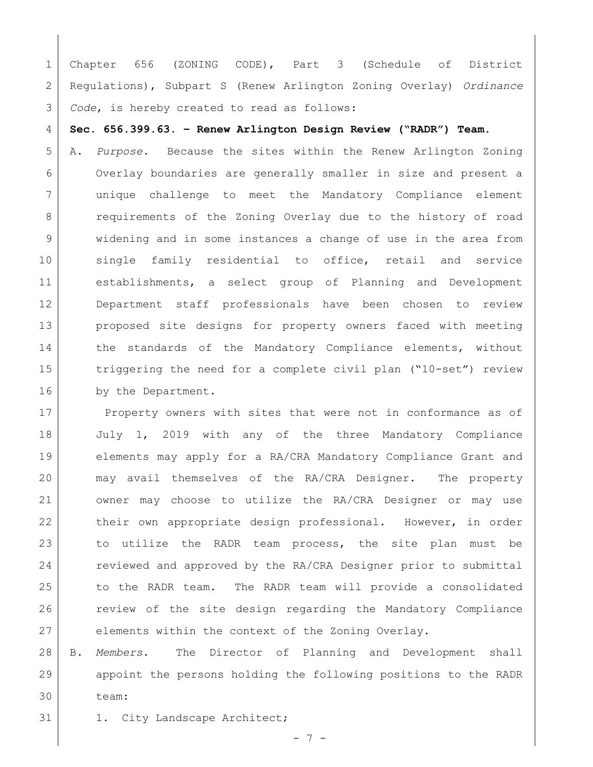Chapter 656 (ZONING CODE), Part 3 (Schedule of District Regulations), Subpart S (Renew Arlington Zoning Overlay) *Ordinance Code*, is hereby created to read as follows:

**Sec. 656.399.63. – Renew Arlington Design Review ("RADR") Team.**

A. *Purpose.* Because the sites within the Renew Arlington Zoning Overlay boundaries are generally smaller in size and present a unique challenge to meet the Mandatory Compliance element requirements of the Zoning Overlay due to the history of road widening and in some instances a change of use in the area from single family residential to office, retail and service establishments, a select group of Planning and Development Department staff professionals have been chosen to review proposed site designs for property owners faced with meeting the standards of the Mandatory Compliance elements, without triggering the need for a complete civil plan ("10-set") review by the Department.

   Property owners with sites that were not in conformance as of July 1, 2019 with any of the three Mandatory Compliance elements may apply for a RA/CRA Mandatory Compliance Grant and may avail themselves of the RA/CRA Designer. The property owner may choose to utilize the RA/CRA Designer or may use their own appropriate design professional. However, in order to utilize the RADR team process, the site plan must be reviewed and approved by the RA/CRA Designer prior to submittal to the RADR team. The RADR team will provide a consolidated review of the site design regarding the Mandatory Compliance elements within the context of the Zoning Overlay.

B. *Members*. The Director of Planning and Development shall appoint the persons holding the following positions to the RADR team:

   1. City Landscape Architect;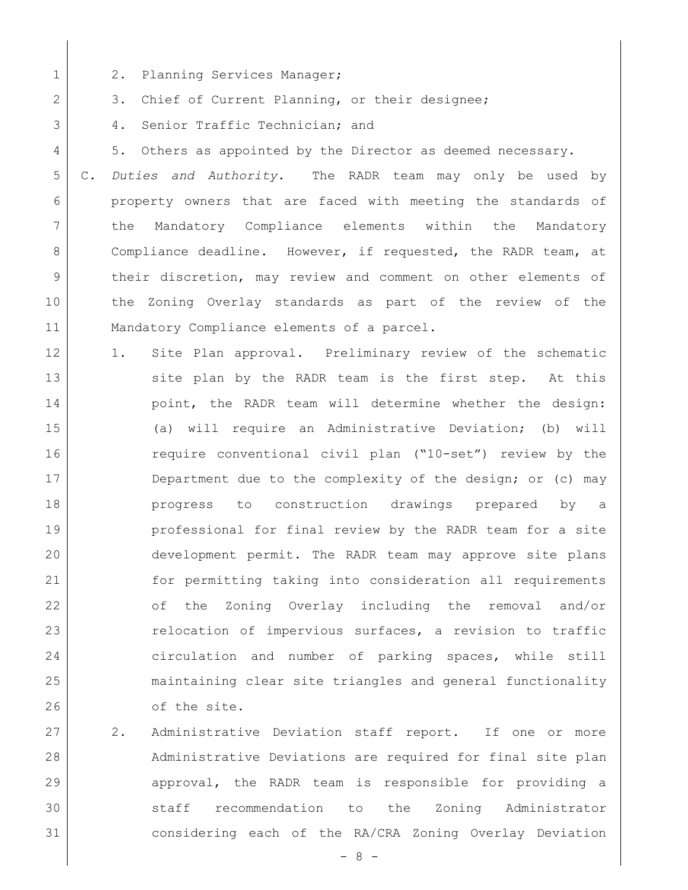2. Planning Services Manager;
3. Chief of Current Planning, or their designee;
4. Senior Traffic Technician; and
5. Others as appointed by the Director as deemed necessary.

C. *Duties and Authority.* The RADR team may only be used by property owners that are faced with meeting the standards of the Mandatory Compliance elements within the Mandatory Compliance deadline. However, if requested, the RADR team, at their discretion, may review and comment on other elements of the Zoning Overlay standards as part of the review of the Mandatory Compliance elements of a parcel.

1. Site Plan approval. Preliminary review of the schematic site plan by the RADR team is the first step. At this point, the RADR team will determine whether the design: (a) will require an Administrative Deviation; (b) will require conventional civil plan ("10-set") review by the Department due to the complexity of the design; or (c) may progress to construction drawings prepared by a professional for final review by the RADR team for a site development permit. The RADR team may approve site plans for permitting taking into consideration all requirements of the Zoning Overlay including the removal and/or relocation of impervious surfaces, a revision to traffic circulation and number of parking spaces, while still maintaining clear site triangles and general functionality of the site.

2. Administrative Deviation staff report. If one or more Administrative Deviations are required for final site plan approval, the RADR team is responsible for providing a staff recommendation to the Zoning Administrator considering each of the RA/CRA Zoning Overlay Deviation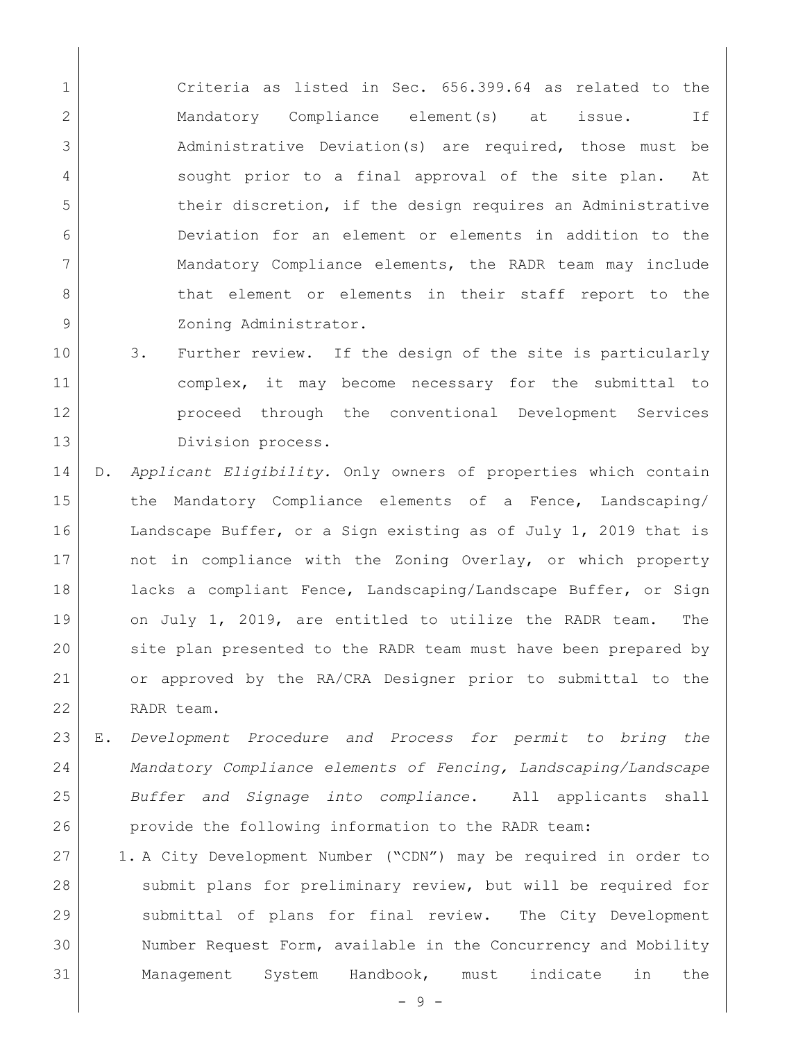Criteria as listed in Sec. 656.399.64 as related to the Mandatory Compliance element(s) at issue. If Administrative Deviation(s) are required, those must be sought prior to a final approval of the site plan. At their discretion, if the design requires an Administrative Deviation for an element or elements in addition to the Mandatory Compliance elements, the RADR team may include that element or elements in their staff report to the Zoning Administrator.

3. Further review. If the design of the site is particularly complex, it may become necessary for the submittal to proceed through the conventional Development Services Division process.

D. *Applicant Eligibility.* Only owners of properties which contain the Mandatory Compliance elements of a Fence, Landscaping/ Landscape Buffer, or a Sign existing as of July 1, 2019 that is not in compliance with the Zoning Overlay, or which property lacks a compliant Fence, Landscaping/Landscape Buffer, or Sign on July 1, 2019, are entitled to utilize the RADR team. The site plan presented to the RADR team must have been prepared by or approved by the RA/CRA Designer prior to submittal to the RADR team.

E. *Development Procedure and Process for permit to bring the Mandatory Compliance elements of Fencing, Landscaping/Landscape Buffer and Signage into compliance.* All applicants shall provide the following information to the RADR team:

1. A City Development Number ("CDN") may be required in order to submit plans for preliminary review, but will be required for submittal of plans for final review. The City Development Number Request Form, available in the Concurrency and Mobility Management System Handbook, must indicate in the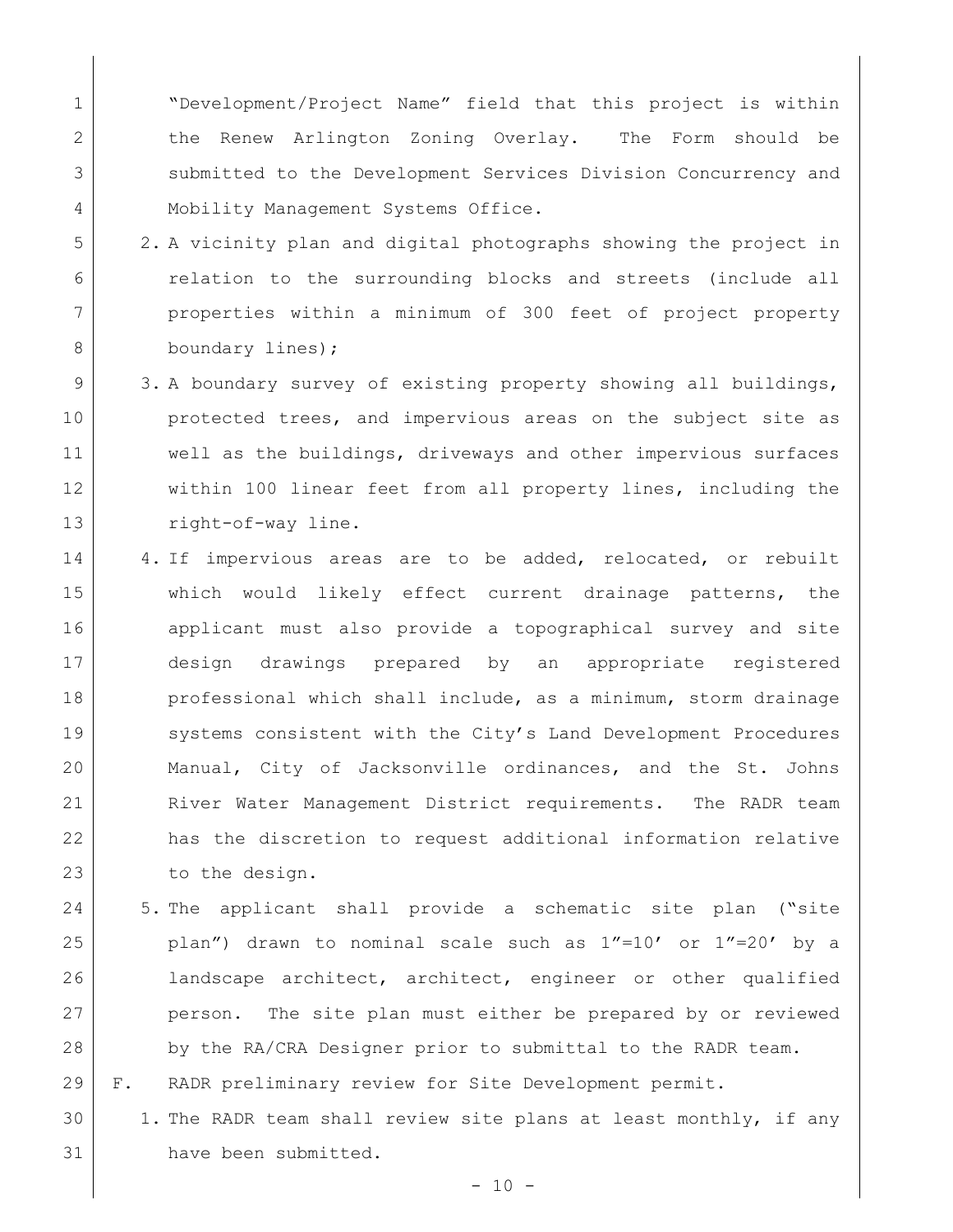"Development/Project Name" field that this project is within the Renew Arlington Zoning Overlay. The Form should be submitted to the Development Services Division Concurrency and Mobility Management Systems Office.

2. A vicinity plan and digital photographs showing the project in relation to the surrounding blocks and streets (include all properties within a minimum of 300 feet of project property boundary lines);
3. A boundary survey of existing property showing all buildings, protected trees, and impervious areas on the subject site as well as the buildings, driveways and other impervious surfaces within 100 linear feet from all property lines, including the right-of-way line.
4. If impervious areas are to be added, relocated, or rebuilt which would likely effect current drainage patterns, the applicant must also provide a topographical survey and site design drawings prepared by an appropriate registered professional which shall include, as a minimum, storm drainage systems consistent with the City's Land Development Procedures Manual, City of Jacksonville ordinances, and the St. Johns River Water Management District requirements. The RADR team has the discretion to request additional information relative to the design.
5. The applicant shall provide a schematic site plan ("site plan") drawn to nominal scale such as 1"=10' or 1"=20' by a landscape architect, architect, engineer or other qualified person. The site plan must either be prepared by or reviewed by the RA/CRA Designer prior to submittal to the RADR team.

F. RADR preliminary review for Site Development permit.

1. The RADR team shall review site plans at least monthly, if any have been submitted.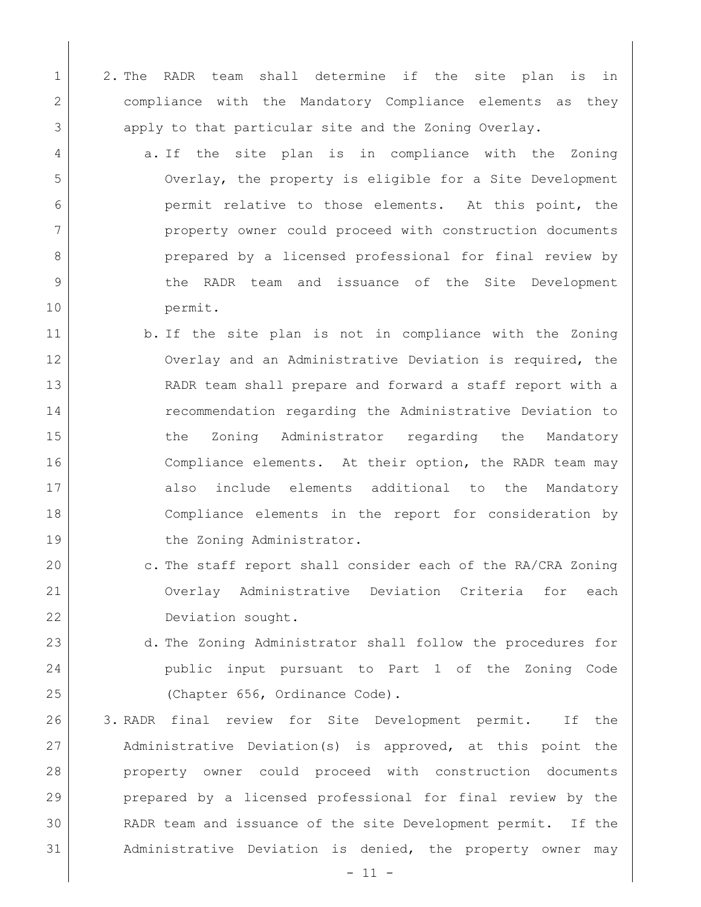2. The RADR team shall determine if the site plan is in compliance with the Mandatory Compliance elements as they apply to that particular site and the Zoning Overlay.
   a. If the site plan is in compliance with the Zoning Overlay, the property is eligible for a Site Development permit relative to those elements. At this point, the property owner could proceed with construction documents prepared by a licensed professional for final review by the RADR team and issuance of the Site Development permit.
   b. If the site plan is not in compliance with the Zoning Overlay and an Administrative Deviation is required, the RADR team shall prepare and forward a staff report with a recommendation regarding the Administrative Deviation to the Zoning Administrator regarding the Mandatory Compliance elements. At their option, the RADR team may also include elements additional to the Mandatory Compliance elements in the report for consideration by the Zoning Administrator.
   c. The staff report shall consider each of the RA/CRA Zoning Overlay Administrative Deviation Criteria for each Deviation sought.
   d. The Zoning Administrator shall follow the procedures for public input pursuant to Part 1 of the Zoning Code (Chapter 656, Ordinance Code).
3. RADR final review for Site Development permit. If the Administrative Deviation(s) is approved, at this point the property owner could proceed with construction documents prepared by a licensed professional for final review by the RADR team and issuance of the site Development permit. If the Administrative Deviation is denied, the property owner may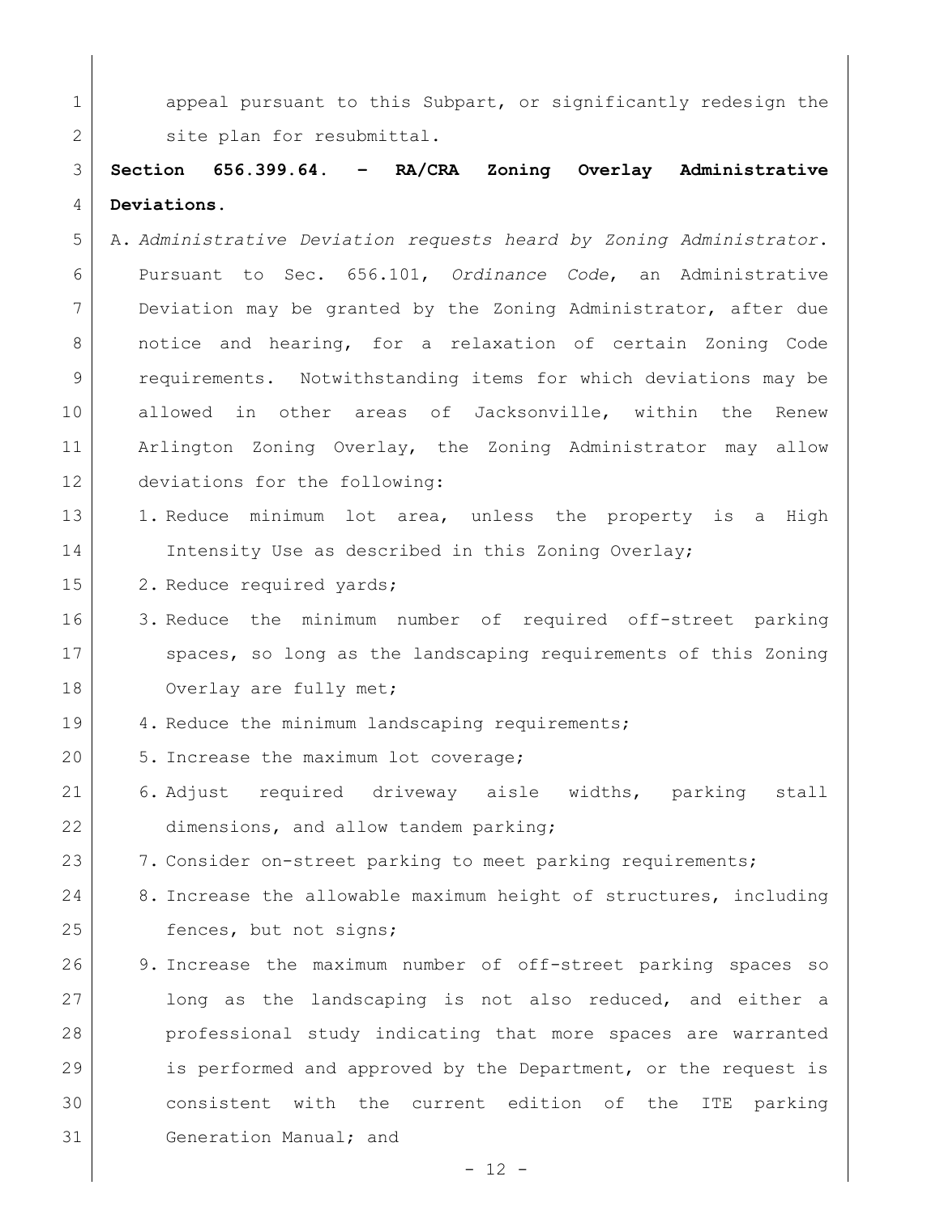appeal pursuant to this Subpart, or significantly redesign the site plan for resubmittal.

**Section 656.399.64. – RA/CRA Zoning Overlay Administrative Deviations.**

A. *Administrative Deviation requests heard by Zoning Administrator*. Pursuant to Sec. 656.101, *Ordinance Code*, an Administrative Deviation may be granted by the Zoning Administrator, after due notice and hearing, for a relaxation of certain Zoning Code requirements. Notwithstanding items for which deviations may be allowed in other areas of Jacksonville, within the Renew Arlington Zoning Overlay, the Zoning Administrator may allow deviations for the following:

1. Reduce minimum lot area, unless the property is a High Intensity Use as described in this Zoning Overlay;
2. Reduce required yards;
3. Reduce the minimum number of required off-street parking spaces, so long as the landscaping requirements of this Zoning Overlay are fully met;
4. Reduce the minimum landscaping requirements;
5. Increase the maximum lot coverage;
6. Adjust required driveway aisle widths, parking stall dimensions, and allow tandem parking;
7. Consider on-street parking to meet parking requirements;
8. Increase the allowable maximum height of structures, including fences, but not signs;
9. Increase the maximum number of off-street parking spaces so long as the landscaping is not also reduced, and either a professional study indicating that more spaces are warranted is performed and approved by the Department, or the request is consistent with the current edition of the ITE parking Generation Manual; and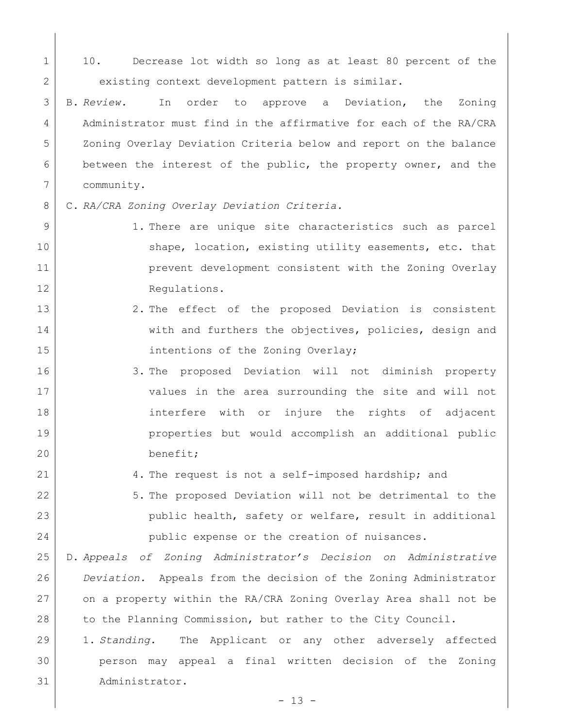10. Decrease lot width so long as at least 80 percent of the existing context development pattern is similar.

B. *Review.* In order to approve a Deviation, the Zoning Administrator must find in the affirmative for each of the RA/CRA Zoning Overlay Deviation Criteria below and report on the balance between the interest of the public, the property owner, and the community.

C. *RA/CRA Zoning Overlay Deviation Criteria.*

1. There are unique site characteristics such as parcel shape, location, existing utility easements, etc. that prevent development consistent with the Zoning Overlay Regulations.
2. The effect of the proposed Deviation is consistent with and furthers the objectives, policies, design and intentions of the Zoning Overlay;
3. The proposed Deviation will not diminish property values in the area surrounding the site and will not interfere with or injure the rights of adjacent properties but would accomplish an additional public benefit;
4. The request is not a self-imposed hardship; and
5. The proposed Deviation will not be detrimental to the public health, safety or welfare, result in additional public expense or the creation of nuisances.

D. *Appeals of Zoning Administrator's Decision on Administrative Deviation.* Appeals from the decision of the Zoning Administrator on a property within the RA/CRA Zoning Overlay Area shall not be to the Planning Commission, but rather to the City Council.

1. *Standing.* The Applicant or any other adversely affected person may appeal a final written decision of the Zoning Administrator.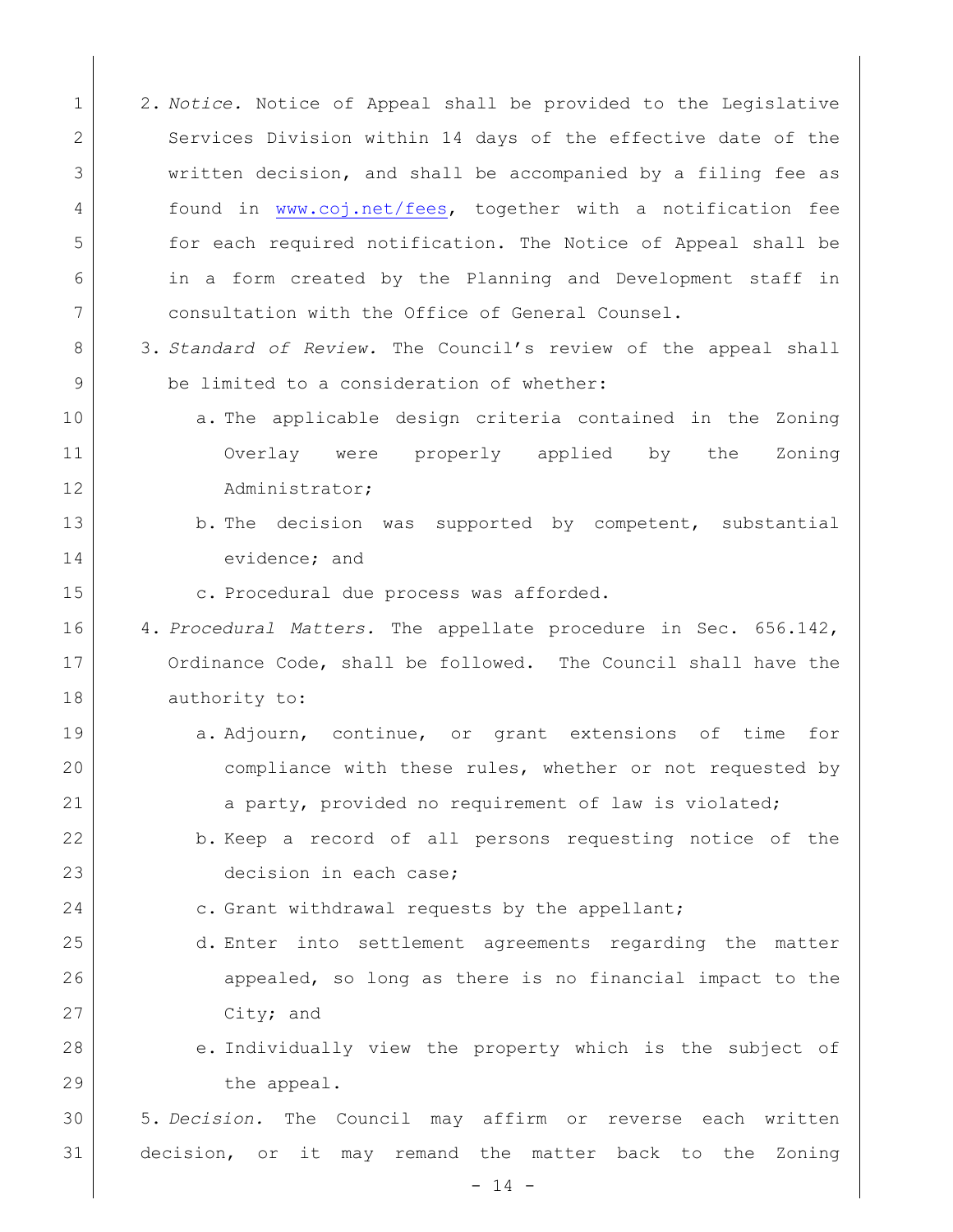2. *Notice.* Notice of Appeal shall be provided to the Legislative Services Division within 14 days of the effective date of the written decision, and shall be accompanied by a filing fee as found in www.coj.net/fees, together with a notification fee for each required notification. The Notice of Appeal shall be in a form created by the Planning and Development staff in consultation with the Office of General Counsel.

3. *Standard of Review.* The Council's review of the appeal shall be limited to a consideration of whether:

   a. The applicable design criteria contained in the Zoning Overlay were properly applied by the Zoning Administrator;

   b. The decision was supported by competent, substantial evidence; and

   c. Procedural due process was afforded.

4. *Procedural Matters.* The appellate procedure in Sec. 656.142, Ordinance Code, shall be followed. The Council shall have the authority to:

   a. Adjourn, continue, or grant extensions of time for compliance with these rules, whether or not requested by a party, provided no requirement of law is violated;

   b. Keep a record of all persons requesting notice of the decision in each case;

   c. Grant withdrawal requests by the appellant;

   d. Enter into settlement agreements regarding the matter appealed, so long as there is no financial impact to the City; and

   e. Individually view the property which is the subject of the appeal.

5. *Decision.* The Council may affirm or reverse each written decision, or it may remand the matter back to the Zoning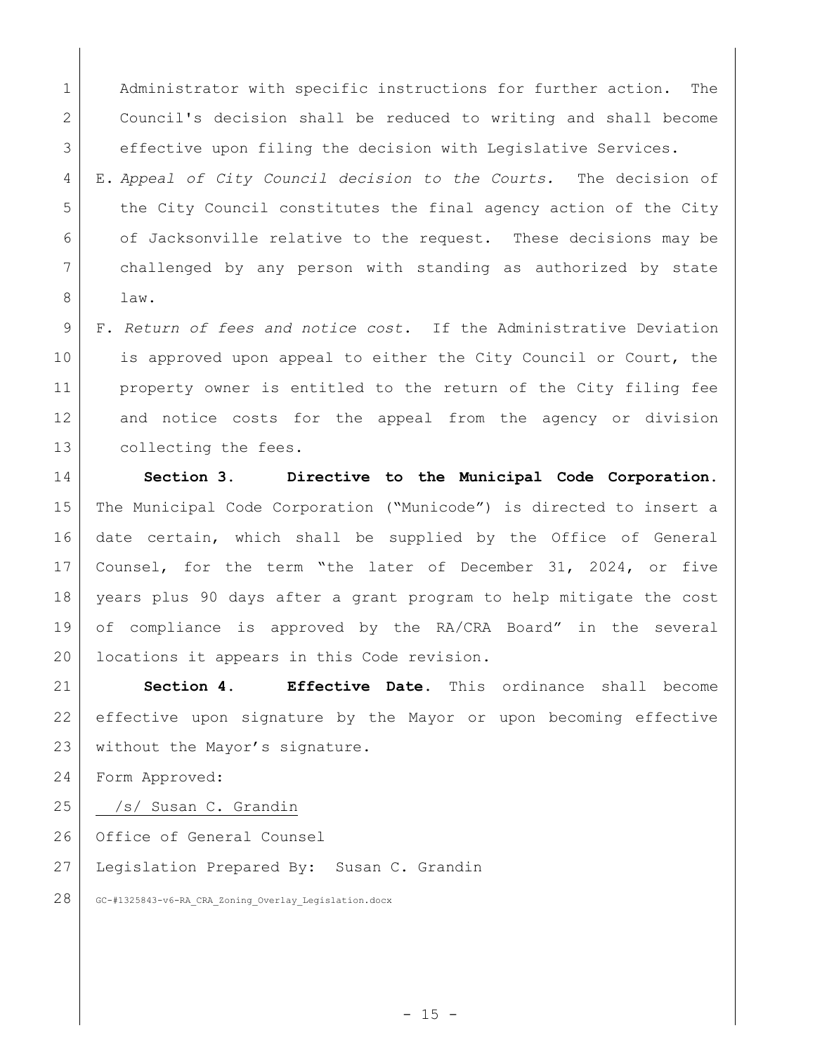Administrator with specific instructions for further action. The Council's decision shall be reduced to writing and shall become effective upon filing the decision with Legislative Services.

E. *Appeal of City Council decision to the Courts.* The decision of the City Council constitutes the final agency action of the City of Jacksonville relative to the request. These decisions may be challenged by any person with standing as authorized by state law.

F. *Return of fees and notice cost*. If the Administrative Deviation is approved upon appeal to either the City Council or Court, the property owner is entitled to the return of the City filing fee and notice costs for the appeal from the agency or division collecting the fees.

**Section 3. Directive to the Municipal Code Corporation.** The Municipal Code Corporation ("Municode") is directed to insert a date certain, which shall be supplied by the Office of General Counsel, for the term "the later of December 31, 2024, or five years plus 90 days after a grant program to help mitigate the cost of compliance is approved by the RA/CRA Board" in the several locations it appears in this Code revision.

**Section 4. Effective Date.** This ordinance shall become effective upon signature by the Mayor or upon becoming effective without the Mayor's signature.

Form Approved:

/s/ Susan C. Grandin

Office of General Counsel

Legislation Prepared By: Susan C. Grandin

GC-#1325843-v6-RA_CRA_Zoning_Overlay_Legislation.docx